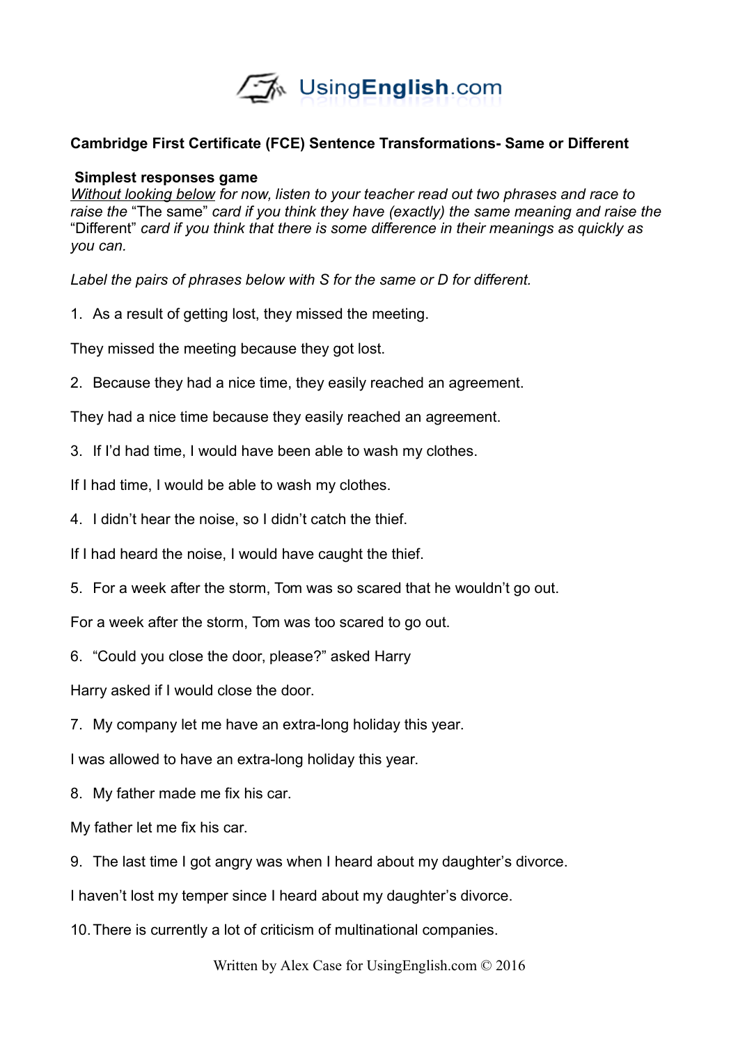UsingEnglish.com

**Cambridge First Certificate (FCE) Sentence Transformations- Same or Different**

**Simplest responses game**

*<u>Without looking below</u> for now, listen to your teacher read out two phrases and race to raise the* “The same” *card if you think they have (exactly) the same meaning and raise the* “Different” *card if you think that there is some difference in their meanings as quickly as you can.*

*Label the pairs of phrases below with S for the same or D for different.*

1. As a result of getting lost, they missed the meeting.

They missed the meeting because they got lost.

2. Because they had a nice time, they easily reached an agreement.

They had a nice time because they easily reached an agreement.

3. If I’d had time, I would have been able to wash my clothes.

If I had time, I would be able to wash my clothes.

4. I didn’t hear the noise, so I didn’t catch the thief.

If I had heard the noise, I would have caught the thief.

5. For a week after the storm, Tom was so scared that he wouldn’t go out.

For a week after the storm, Tom was too scared to go out.

6. “Could you close the door, please?” asked Harry

Harry asked if I would close the door.

7. My company let me have an extra-long holiday this year.

I was allowed to have an extra-long holiday this year.

8. My father made me fix his car.

My father let me fix his car.

9. The last time I got angry was when I heard about my daughter’s divorce.

I haven’t lost my temper since I heard about my daughter’s divorce.

10. There is currently a lot of criticism of multinational companies.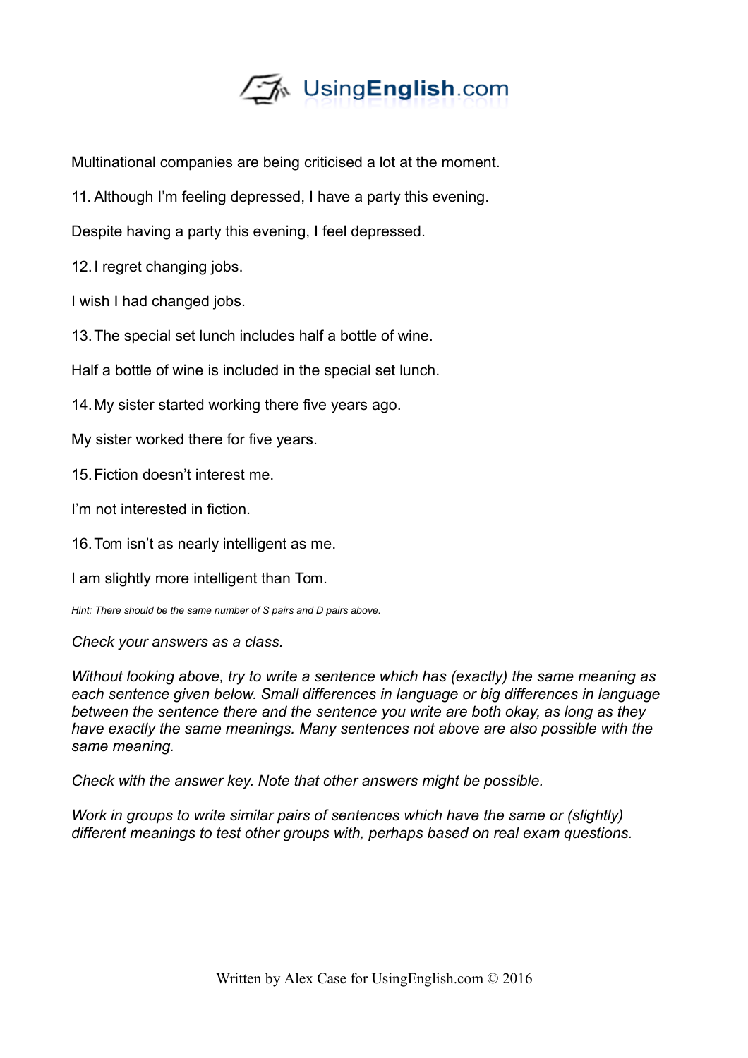Multinational companies are being criticised a lot at the moment.

11. Although I'm feeling depressed, I have a party this evening.

Despite having a party this evening, I feel depressed.

12. I regret changing jobs.

I wish I had changed jobs.

13. The special set lunch includes half a bottle of wine.

Half a bottle of wine is included in the special set lunch.

14. My sister started working there five years ago.

My sister worked there for five years.

15. Fiction doesn't interest me.

I'm not interested in fiction.

16. Tom isn't as nearly intelligent as me.

I am slightly more intelligent than Tom.

*Hint: There should be the same number of S pairs and D pairs above.*

*Check your answers as a class.*

*Without looking above, try to write a sentence which has (exactly) the same meaning as each sentence given below. Small differences in language or big differences in language between the sentence there and the sentence you write are both okay, as long as they have exactly the same meanings. Many sentences not above are also possible with the same meaning.*

*Check with the answer key. Note that other answers might be possible.*

*Work in groups to write similar pairs of sentences which have the same or (slightly) different meanings to test other groups with, perhaps based on real exam questions.*

Written by Alex Case for UsingEnglish.com © 2016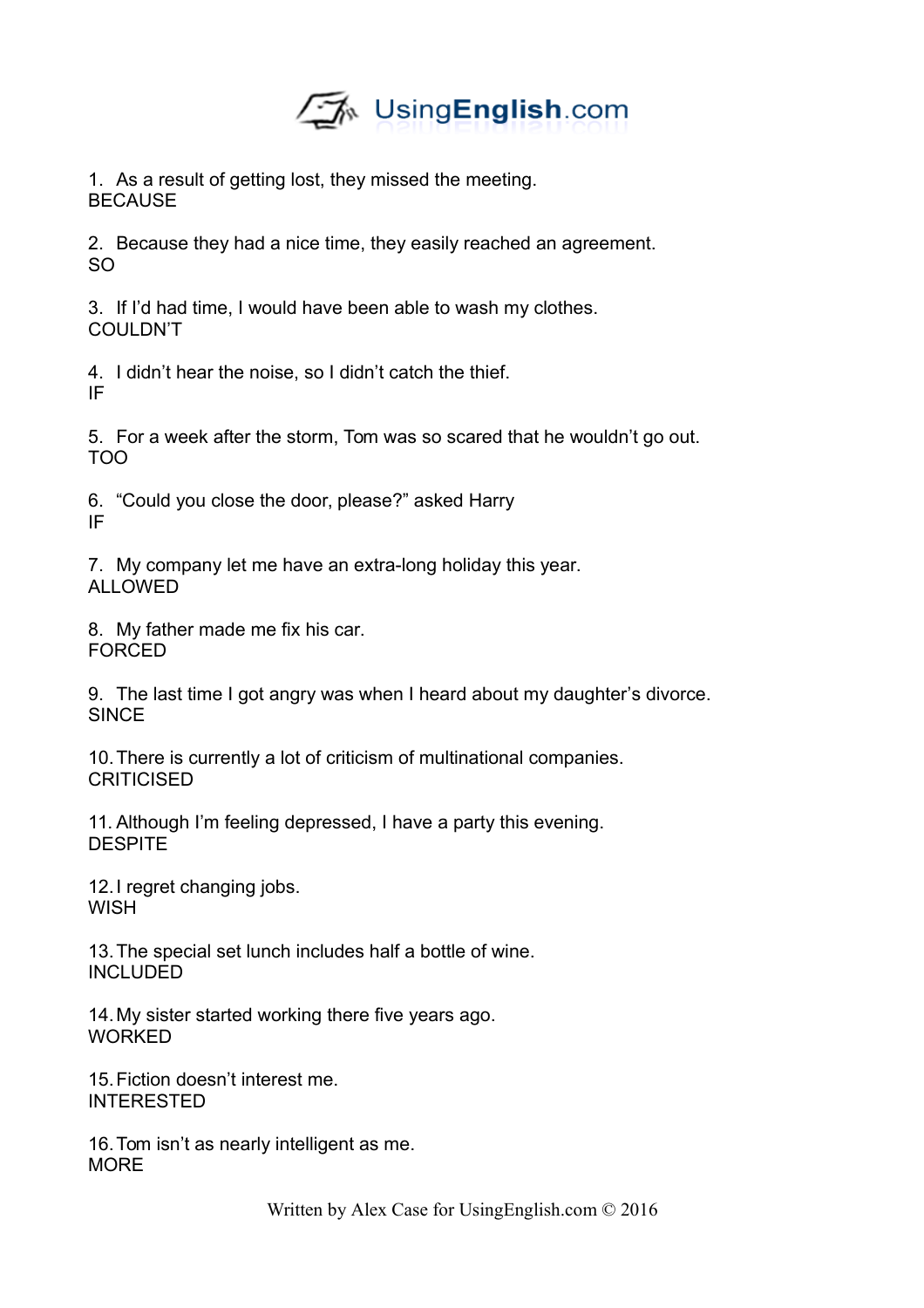1. As a result of getting lost, they missed the meeting.
BECAUSE

2. Because they had a nice time, they easily reached an agreement.
SO

3. If I'd had time, I would have been able to wash my clothes.
COULDN'T

4. I didn't hear the noise, so I didn't catch the thief.
IF

5. For a week after the storm, Tom was so scared that he wouldn't go out.
TOO

6. "Could you close the door, please?" asked Harry
IF

7. My company let me have an extra-long holiday this year.
ALLOWED

8. My father made me fix his car.
FORCED

9. The last time I got angry was when I heard about my daughter's divorce.
SINCE

10. There is currently a lot of criticism of multinational companies.
CRITICISED

11. Although I'm feeling depressed, I have a party this evening.
DESPITE

12. I regret changing jobs.
WISH

13. The special set lunch includes half a bottle of wine.
INCLUDED

14. My sister started working there five years ago.
WORKED

15. Fiction doesn't interest me.
INTERESTED

16. Tom isn't as nearly intelligent as me.
MORE

Written by Alex Case for UsingEnglish.com © 2016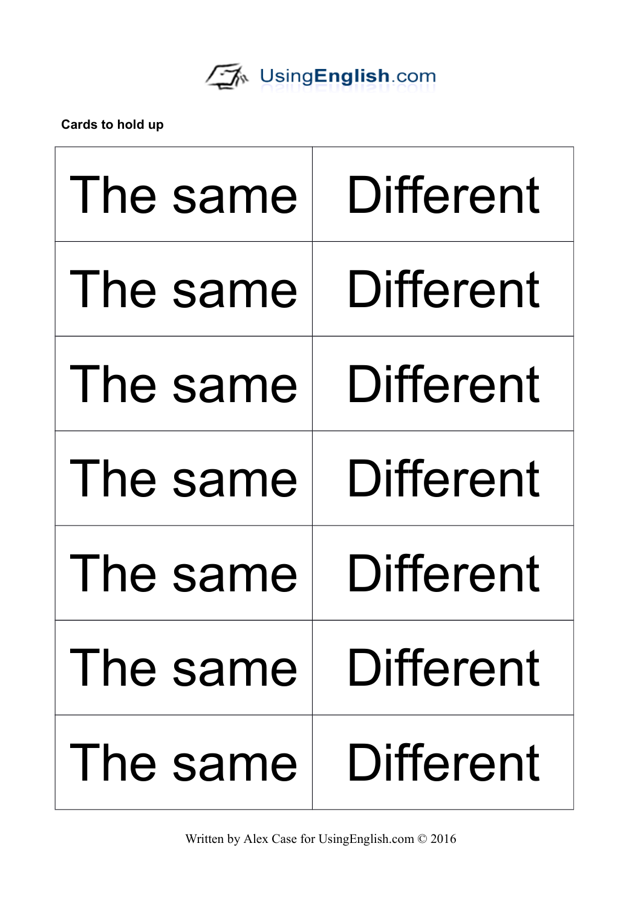UsingEnglish.com

**Cards to hold up**

| The same | Different |
|---|---|
| The same | Different |
| The same | Different |
| The same | Different |
| The same | Different |
| The same | Different |
| The same | Different |

Written by Alex Case for UsingEnglish.com © 2016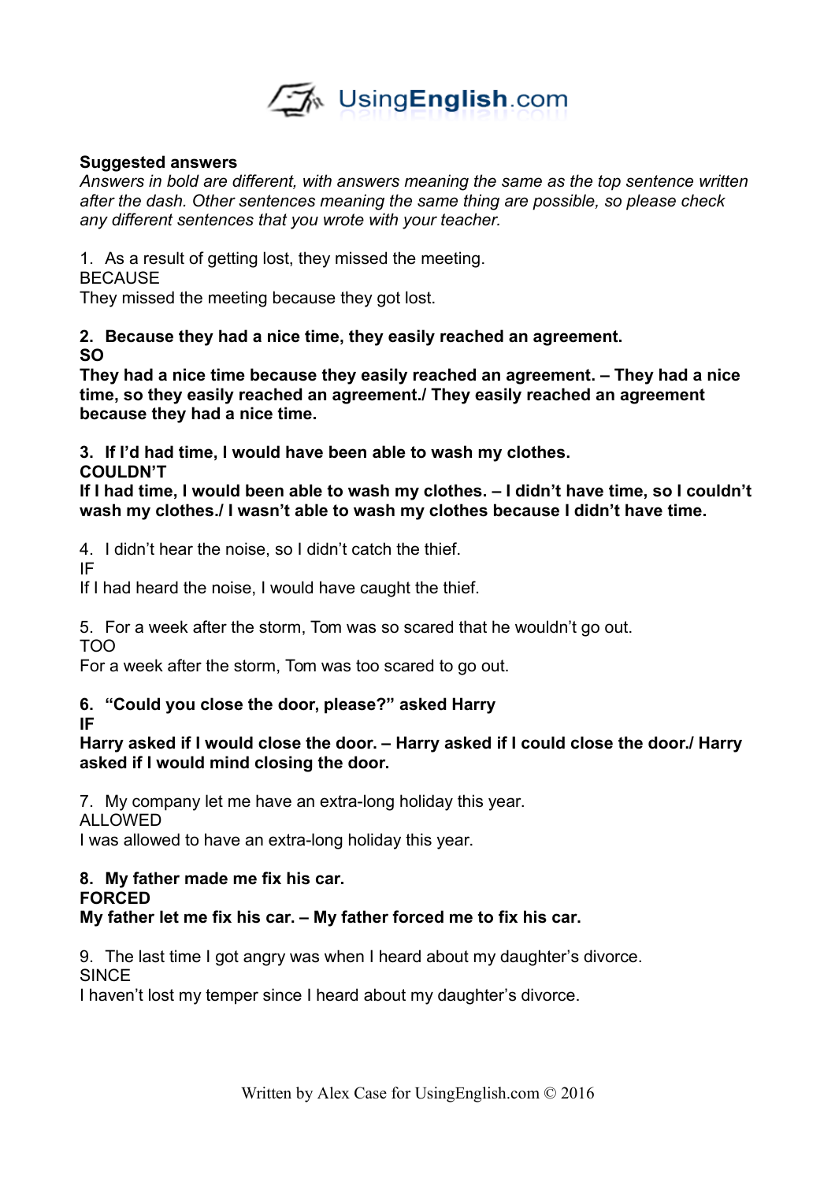**Suggested answers**

*Answers in bold are different, with answers meaning the same as the top sentence written after the dash. Other sentences meaning the same thing are possible, so please check any different sentences that you wrote with your teacher.*

1. As a result of getting lost, they missed the meeting.
BECAUSE
They missed the meeting because they got lost.

**2. Because they had a nice time, they easily reached an agreement.**
**SO**
**They had a nice time because they easily reached an agreement. – They had a nice time, so they easily reached an agreement./ They easily reached an agreement because they had a nice time.**

**3. If I'd had time, I would have been able to wash my clothes.**
**COULDN'T**
**If I had time, I would been able to wash my clothes. – I didn't have time, so I couldn't wash my clothes./ I wasn't able to wash my clothes because I didn't have time.**

4. I didn't hear the noise, so I didn't catch the thief.
IF
If I had heard the noise, I would have caught the thief.

5. For a week after the storm, Tom was so scared that he wouldn't go out.
TOO
For a week after the storm, Tom was too scared to go out.

**6. "Could you close the door, please?" asked Harry**
**IF**
**Harry asked if I would close the door. – Harry asked if I could close the door./ Harry asked if I would mind closing the door.**

7. My company let me have an extra-long holiday this year.
ALLOWED
I was allowed to have an extra-long holiday this year.

**8. My father made me fix his car.**
**FORCED**
**My father let me fix his car. – My father forced me to fix his car.**

9. The last time I got angry was when I heard about my daughter's divorce.
SINCE
I haven't lost my temper since I heard about my daughter's divorce.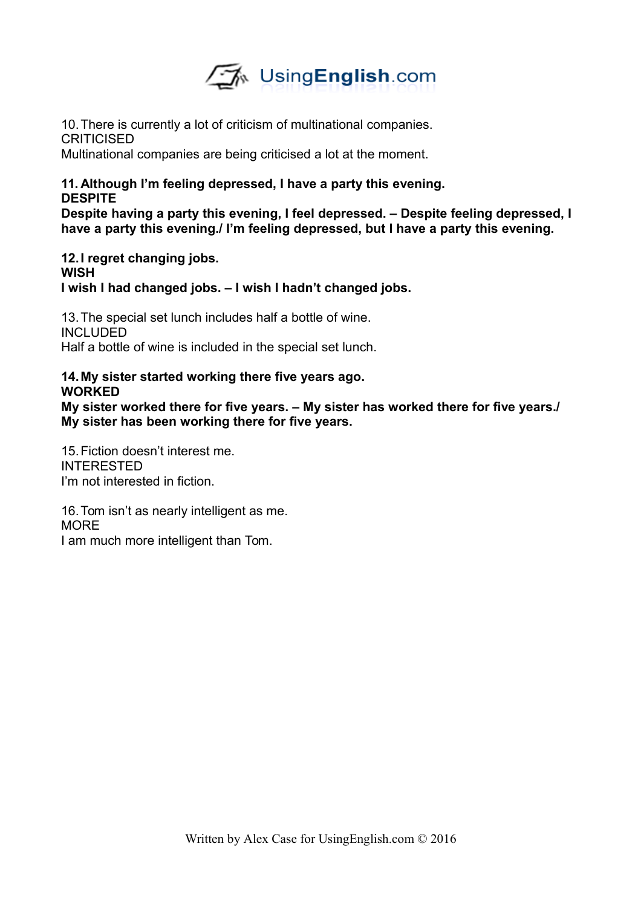10. There is currently a lot of criticism of multinational companies.
CRITICISED
Multinational companies are being criticised a lot at the moment.

**11. Although I'm feeling depressed, I have a party this evening.**
**DESPITE**
**Despite having a party this evening, I feel depressed. – Despite feeling depressed, I have a party this evening./ I'm feeling depressed, but I have a party this evening.**

**12. I regret changing jobs.**
**WISH**
**I wish I had changed jobs. – I wish I hadn't changed jobs.**

13. The special set lunch includes half a bottle of wine.
INCLUDED
Half a bottle of wine is included in the special set lunch.

**14. My sister started working there five years ago.**
**WORKED**
**My sister worked there for five years. – My sister has worked there for five years./ My sister has been working there for five years.**

15. Fiction doesn't interest me.
INTERESTED
I'm not interested in fiction.

16. Tom isn't as nearly intelligent as me.
MORE
I am much more intelligent than Tom.